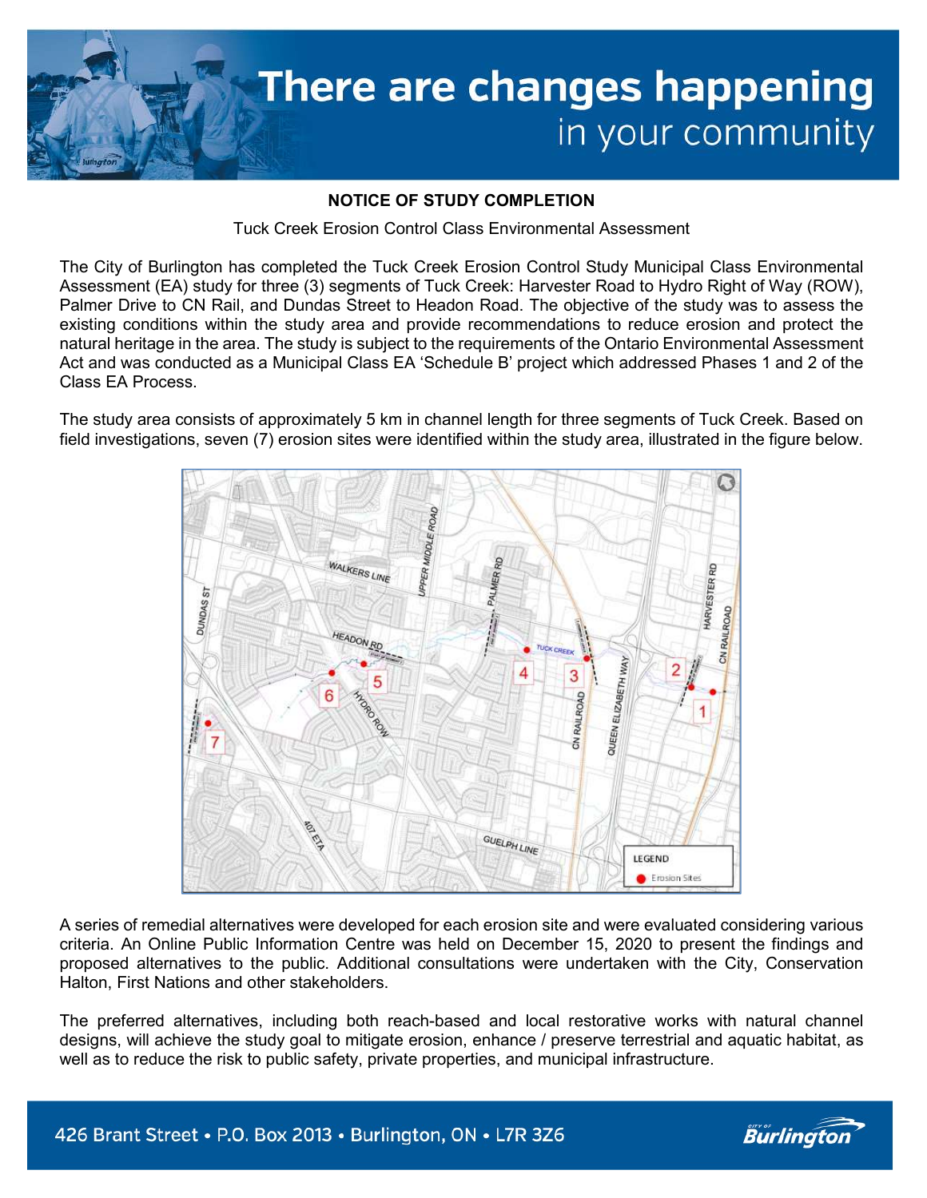# There are changes happening in your community

**NOTICE OF STUDY COMPLETION**

Tuck Creek Erosion Control Class Environmental Assessment

The City of Burlington has completed the Tuck Creek Erosion Control Study Municipal Class Environmental Assessment (EA) study for three (3) segments of Tuck Creek: Harvester Road to Hydro Right of Way (ROW), Palmer Drive to CN Rail, and Dundas Street to Headon Road. The objective of the study was to assess the existing conditions within the study area and provide recommendations to reduce erosion and protect the natural heritage in the area. The study is subject to the requirements of the Ontario Environmental Assessment Act and was conducted as a Municipal Class EA 'Schedule B' project which addressed Phases 1 and 2 of the Class EA Process.

The study area consists of approximately 5 km in channel length for three segments of Tuck Creek. Based on field investigations, seven (7) erosion sites were identified within the study area, illustrated in the figure below.

A series of remedial alternatives were developed for each erosion site and were evaluated considering various criteria. An Online Public Information Centre was held on December 15, 2020 to present the findings and proposed alternatives to the public. Additional consultations were undertaken with the City, Conservation Halton, First Nations and other stakeholders.

The preferred alternatives, including both reach-based and local restorative works with natural channel designs, will achieve the study goal to mitigate erosion, enhance / preserve terrestrial and aquatic habitat, as well as to reduce the risk to public safety, private properties, and municipal infrastructure.

426 Brant Street • P.O. Box 2013 • Burlington, ON • L7R 3Z6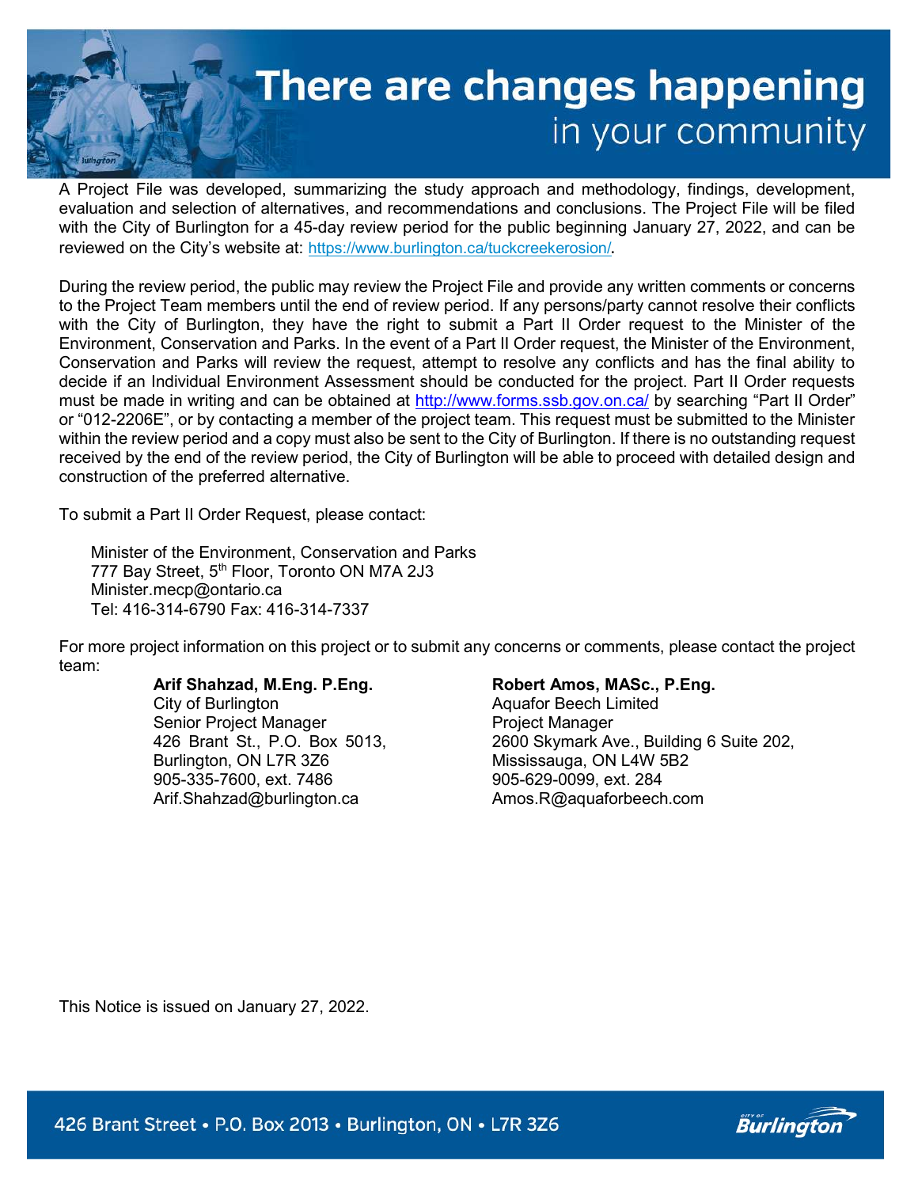# There are changes happening in your community

A Project File was developed, summarizing the study approach and methodology, findings, development, evaluation and selection of alternatives, and recommendations and conclusions. The Project File will be filed with the City of Burlington for a 45-day review period for the public beginning January 27, 2022, and can be reviewed on the City's website at: https://www.burlington.ca/tuckcreekerosion/.

During the review period, the public may review the Project File and provide any written comments or concerns to the Project Team members until the end of review period. If any persons/party cannot resolve their conflicts with the City of Burlington, they have the right to submit a Part II Order request to the Minister of the Environment, Conservation and Parks. In the event of a Part II Order request, the Minister of the Environment, Conservation and Parks will review the request, attempt to resolve any conflicts and has the final ability to decide if an Individual Environment Assessment should be conducted for the project. Part II Order requests must be made in writing and can be obtained at http://www.forms.ssb.gov.on.ca/ by searching "Part II Order" or "012-2206E", or by contacting a member of the project team. This request must be submitted to the Minister within the review period and a copy must also be sent to the City of Burlington. If there is no outstanding request received by the end of the review period, the City of Burlington will be able to proceed with detailed design and construction of the preferred alternative.

To submit a Part II Order Request, please contact:

Minister of the Environment, Conservation and Parks
777 Bay Street, 5th Floor, Toronto ON M7A 2J3
Minister.mecp@ontario.ca
Tel: 416-314-6790 Fax: 416-314-7337

For more project information on this project or to submit any concerns or comments, please contact the project team:

**Arif Shahzad, M.Eng. P.Eng.**
City of Burlington
Senior Project Manager
426 Brant St., P.O. Box 5013,
Burlington, ON L7R 3Z6
905-335-7600, ext. 7486
Arif.Shahzad@burlington.ca

**Robert Amos, MASc., P.Eng.**
Aquafor Beech Limited
Project Manager
2600 Skymark Ave., Building 6 Suite 202,
Mississauga, ON L4W 5B2
905-629-0099, ext. 284
Amos.R@aquaforbeech.com

This Notice is issued on January 27, 2022.

426 Brant Street • P.O. Box 2013 • Burlington, ON • L7R 3Z6